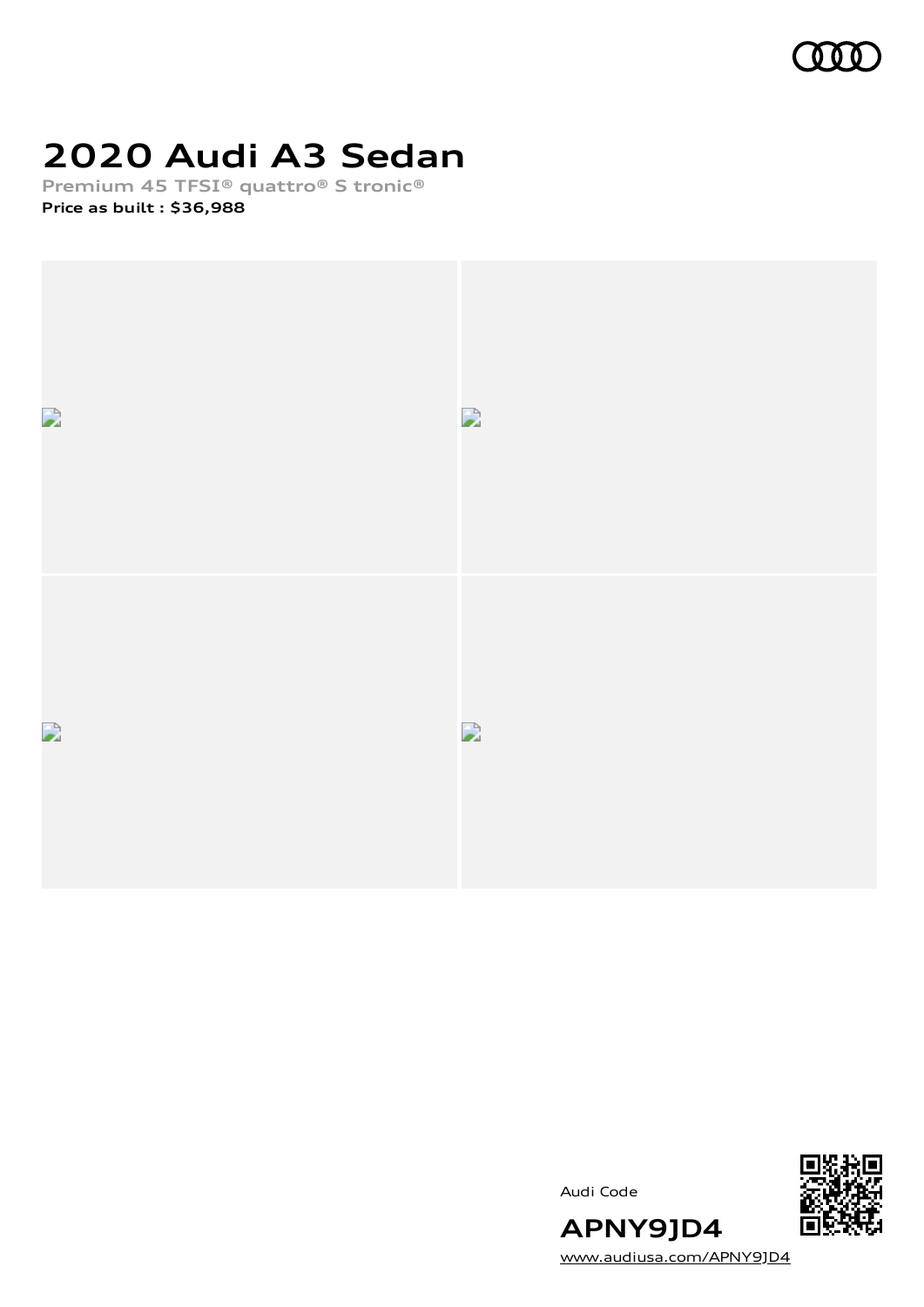# 2020 Audi A3 Sedan

Premium 45 TFSI® quattro® S tronic®

**Price as built : $36,988**

Audi Code

**APNY9JD4**

www.audiusa.com/APNY9JD4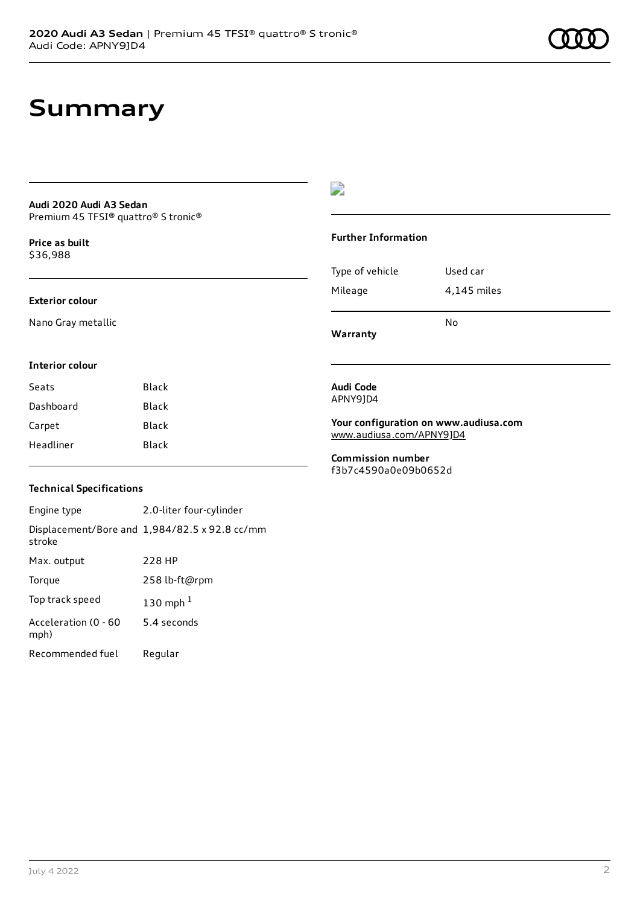# Summary

**Audi 2020 Audi A3 Sedan**
Premium 45 TFSI® quattro® S tronic®

**Price as built**
$36,988

### Exterior colour

Nano Gray metallic

### Interior colour

| Seats | Black |
| --- | --- |
| Dashboard | Black |
| Carpet | Black |
| Headliner | Black |

### Technical Specifications

| Engine type | 2.0-liter four-cylinder |
| --- | --- |
| Displacement/Bore and stroke | 1,984/82.5 x 92.8 cc/mm |
| Max. output | 228 HP |
| Torque | 258 lb-ft@rpm |
| Top track speed | 130 mph [1] |
| Acceleration (0 - 60 mph) | 5.4 seconds |
| Recommended fuel | Regular |

### Further Information

| Type of vehicle | Used car |
| --- | --- |
| Mileage | 4,145 miles |
| **Warranty** | No |

**Audi Code**
APNY9JD4

**Your configuration on www.audiusa.com**
www.audiusa.com/APNY9JD4

**Commission number**
f3b7c4590a0e09b0652d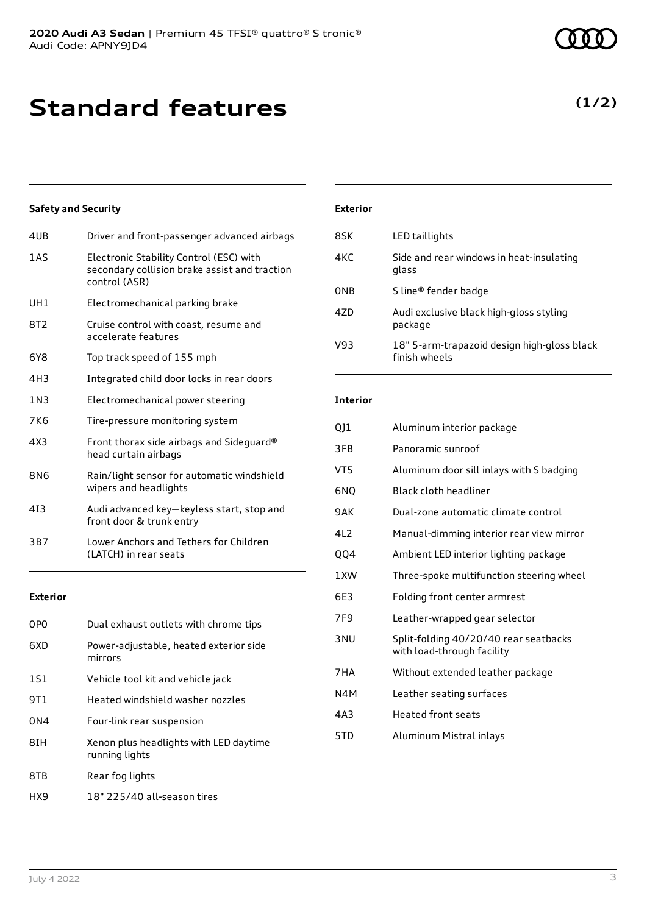# Standard features

**(1/2)**

### Safety and Security

| | |
|---|---|
| 4UB | Driver and front-passenger advanced airbags |
| 1AS | Electronic Stability Control (ESC) with secondary collision brake assist and traction control (ASR) |
| UH1 | Electromechanical parking brake |
| 8T2 | Cruise control with coast, resume and accelerate features |
| 6Y8 | Top track speed of 155 mph |
| 4H3 | Integrated child door locks in rear doors |
| 1N3 | Electromechanical power steering |
| 7K6 | Tire-pressure monitoring system |
| 4X3 | Front thorax side airbags and Sideguard® head curtain airbags |
| 8N6 | Rain/light sensor for automatic windshield wipers and headlights |
| 4I3 | Audi advanced key—keyless start, stop and front door & trunk entry |
| 3B7 | Lower Anchors and Tethers for Children (LATCH) in rear seats |

### Exterior

| | |
|---|---|
| 0P0 | Dual exhaust outlets with chrome tips |
| 6XD | Power-adjustable, heated exterior side mirrors |
| 1S1 | Vehicle tool kit and vehicle jack |
| 9T1 | Heated windshield washer nozzles |
| 0N4 | Four-link rear suspension |
| 8IH | Xenon plus headlights with LED daytime running lights |
| 8TB | Rear fog lights |
| HX9 | 18" 225/40 all-season tires |
| 8SK | LED taillights |
| 4KC | Side and rear windows in heat-insulating glass |
| 0NB | S line® fender badge |
| 4ZD | Audi exclusive black high-gloss styling package |
| V93 | 18" 5-arm-trapazoid design high-gloss black finish wheels |

### Interior

| | |
|---|---|
| QJ1 | Aluminum interior package |
| 3FB | Panoramic sunroof |
| VT5 | Aluminum door sill inlays with S badging |
| 6NQ | Black cloth headliner |
| 9AK | Dual-zone automatic climate control |
| 4L2 | Manual-dimming interior rear view mirror |
| QQ4 | Ambient LED interior lighting package |
| 1XW | Three-spoke multifunction steering wheel |
| 6E3 | Folding front center armrest |
| 7F9 | Leather-wrapped gear selector |
| 3NU | Split-folding 40/20/40 rear seatbacks with load-through facility |
| 7HA | Without extended leather package |
| N4M | Leather seating surfaces |
| 4A3 | Heated front seats |
| 5TD | Aluminum Mistral inlays |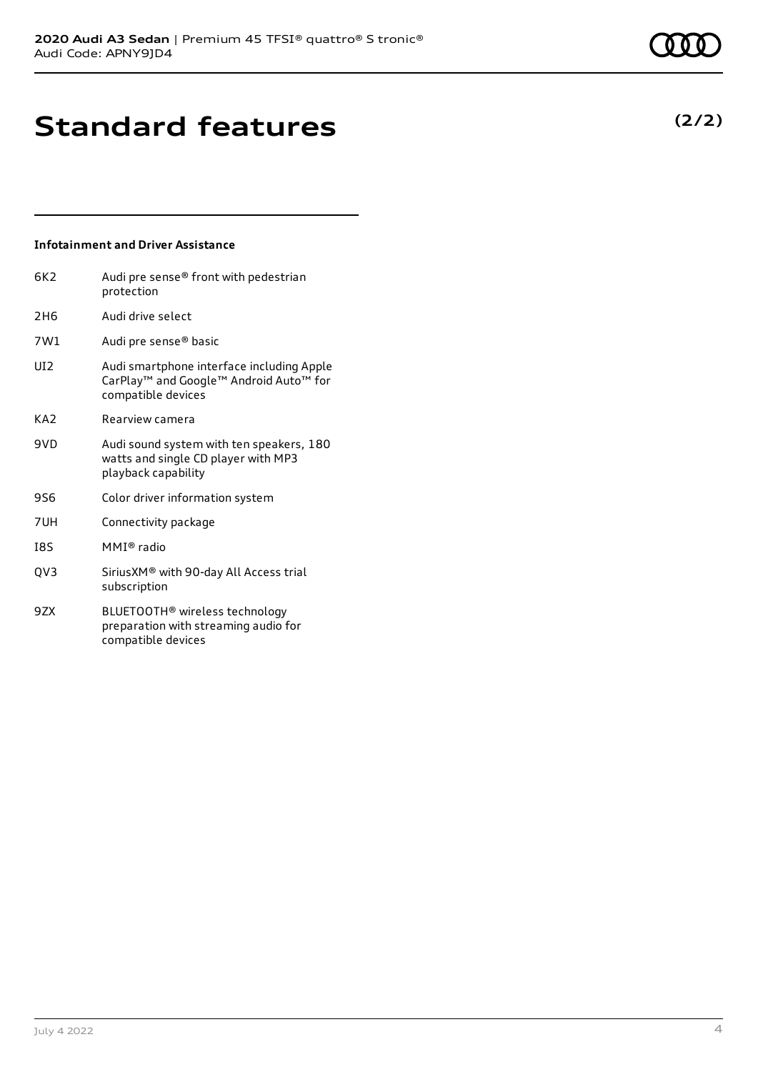# Standard features

**(2/2)**

### Infotainment and Driver Assistance

| | |
|---|---|
| 6K2 | Audi pre sense® front with pedestrian protection |
| 2H6 | Audi drive select |
| 7W1 | Audi pre sense® basic |
| UI2 | Audi smartphone interface including Apple CarPlay™ and Google™ Android Auto™ for compatible devices |
| KA2 | Rearview camera |
| 9VD | Audi sound system with ten speakers, 180 watts and single CD player with MP3 playback capability |
| 9S6 | Color driver information system |
| 7UH | Connectivity package |
| I8S | MMI® radio |
| QV3 | SiriusXM® with 90-day All Access trial subscription |
| 9ZX | BLUETOOTH® wireless technology preparation with streaming audio for compatible devices |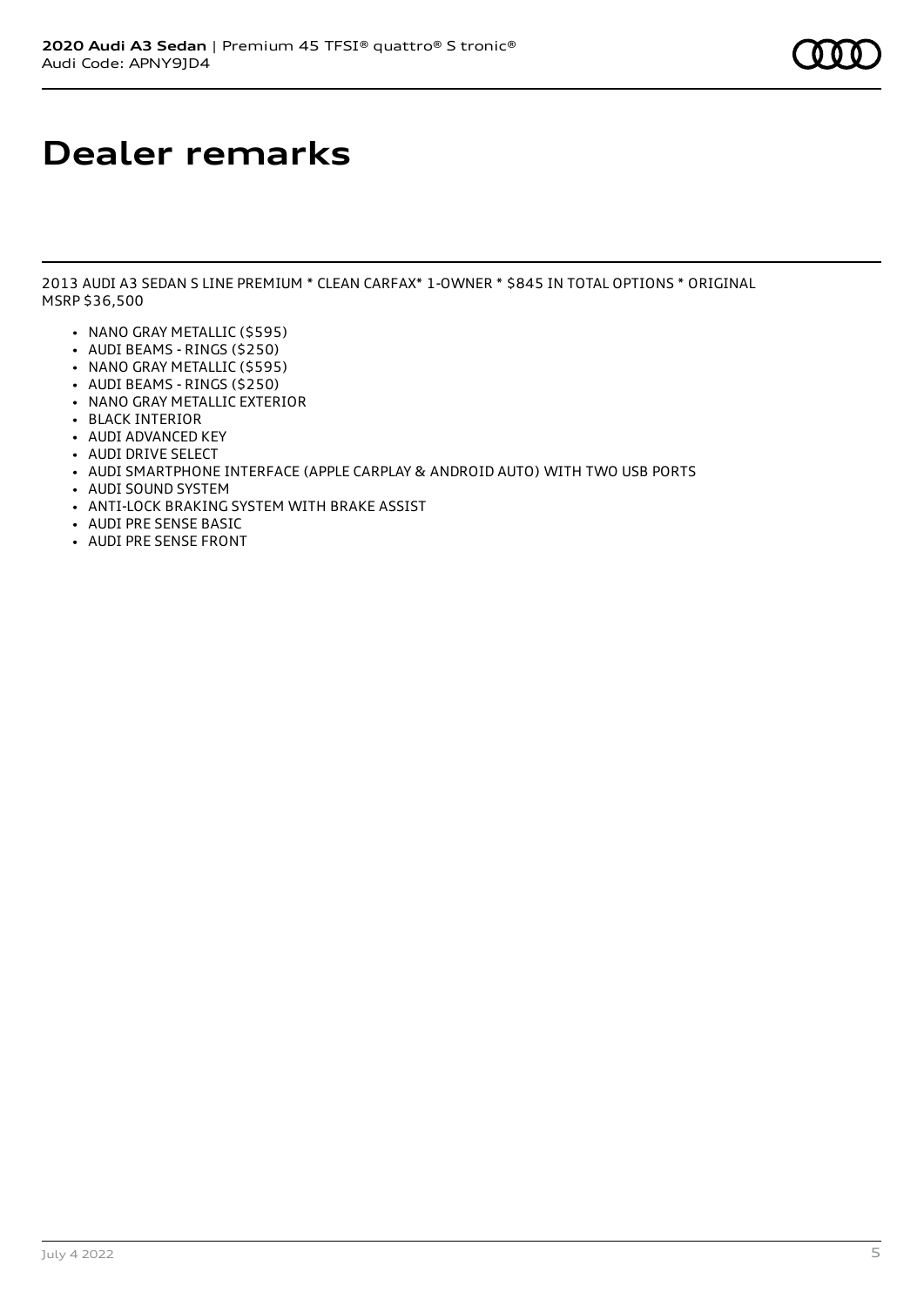# Dealer remarks

2013 AUDI A3 SEDAN S LINE PREMIUM * CLEAN CARFAX* 1-OWNER * $845 IN TOTAL OPTIONS * ORIGINAL MSRP $36,500

- NANO GRAY METALLIC ($595)
- AUDI BEAMS - RINGS ($250)
- NANO GRAY METALLIC ($595)
- AUDI BEAMS - RINGS ($250)
- NANO GRAY METALLIC EXTERIOR
- BLACK INTERIOR
- AUDI ADVANCED KEY
- AUDI DRIVE SELECT
- AUDI SMARTPHONE INTERFACE (APPLE CARPLAY & ANDROID AUTO) WITH TWO USB PORTS
- AUDI SOUND SYSTEM
- ANTI-LOCK BRAKING SYSTEM WITH BRAKE ASSIST
- AUDI PRE SENSE BASIC
- AUDI PRE SENSE FRONT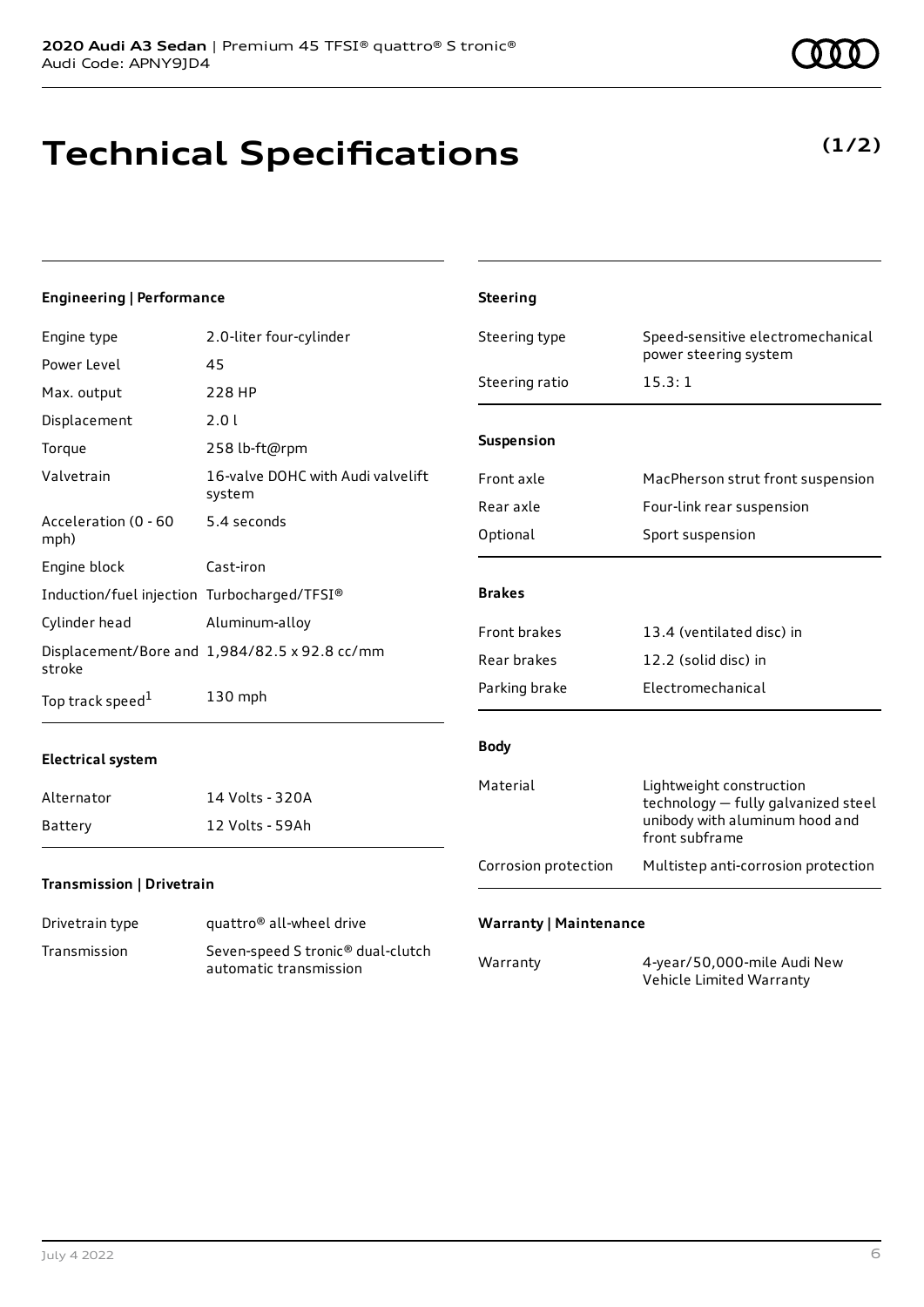# Technical Specifications

**(1/2)**

### Engineering | Performance

| | |
|---|---|
| Engine type | 2.0-liter four-cylinder |
| Power Level | 45 |
| Max. output | 228 HP |
| Displacement | 2.0 l |
| Torque | 258 lb-ft@rpm |
| Valvetrain | 16-valve DOHC with Audi valvelift system |
| Acceleration (0 - 60 mph) | 5.4 seconds |
| Engine block | Cast-iron |
| Induction/fuel injection | Turbocharged/TFSI® |
| Cylinder head | Aluminum-alloy |
| Displacement/Bore and stroke | 1,984/82.5 x 92.8 cc/mm |
| Top track speed[1] | 130 mph |

### Electrical system

| | |
|---|---|
| Alternator | 14 Volts - 320A |
| Battery | 12 Volts - 59Ah |

### Transmission | Drivetrain

| | |
|---|---|
| Drivetrain type | quattro® all-wheel drive |
| Transmission | Seven-speed S tronic® dual-clutch automatic transmission |

### Steering

| | |
|---|---|
| Steering type | Speed-sensitive electromechanical power steering system |
| Steering ratio | 15.3: 1 |

### Suspension

| | |
|---|---|
| Front axle | MacPherson strut front suspension |
| Rear axle | Four-link rear suspension |
| Optional | Sport suspension |

### Brakes

| | |
|---|---|
| Front brakes | 13.4 (ventilated disc) in |
| Rear brakes | 12.2 (solid disc) in |
| Parking brake | Electromechanical |

### Body

| | |
|---|---|
| Material | Lightweight construction technology — fully galvanized steel unibody with aluminum hood and front subframe |
| Corrosion protection | Multistep anti-corrosion protection |

### Warranty | Maintenance

| | |
|---|---|
| Warranty | 4-year/50,000-mile Audi New Vehicle Limited Warranty |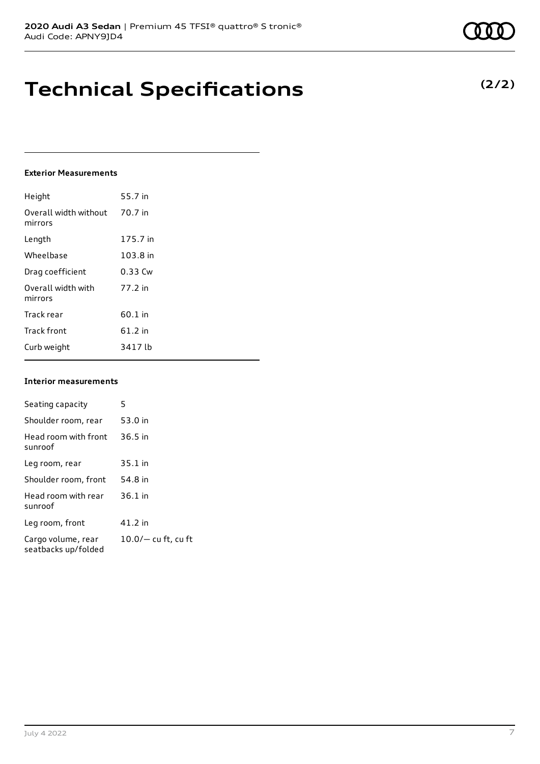**2020 Audi A3 Sedan** | Premium 45 TFSI® quattro® S tronic®
Audi Code: APNY9JD4

# Technical Specifications

**(2/2)**

### Exterior Measurements

| | |
|---|---|
| Height | 55.7 in |
| Overall width without mirrors | 70.7 in |
| Length | 175.7 in |
| Wheelbase | 103.8 in |
| Drag coefficient | 0.33 Cw |
| Overall width with mirrors | 77.2 in |
| Track rear | 60.1 in |
| Track front | 61.2 in |
| Curb weight | 3417 lb |

### Interior measurements

| | |
|---|---|
| Seating capacity | 5 |
| Shoulder room, rear | 53.0 in |
| Head room with front sunroof | 36.5 in |
| Leg room, rear | 35.1 in |
| Shoulder room, front | 54.8 in |
| Head room with rear sunroof | 36.1 in |
| Leg room, front | 41.2 in |
| Cargo volume, rear seatbacks up/folded | 10.0/— cu ft, cu ft |

July 4 2022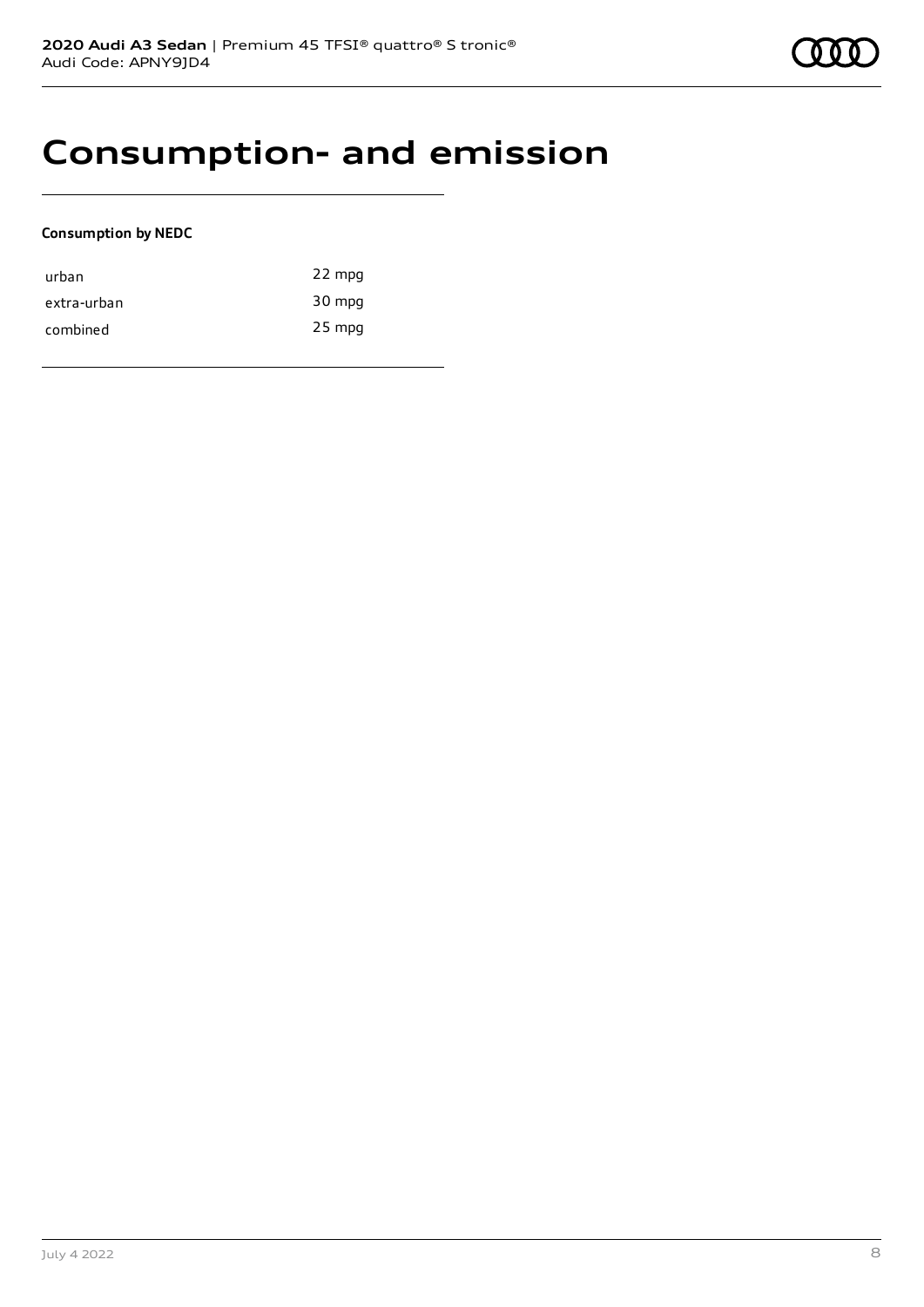# Consumption- and emission

**Consumption by NEDC**

| | |
|---|---|
| urban | 22 mpg |
| extra-urban | 30 mpg |
| combined | 25 mpg |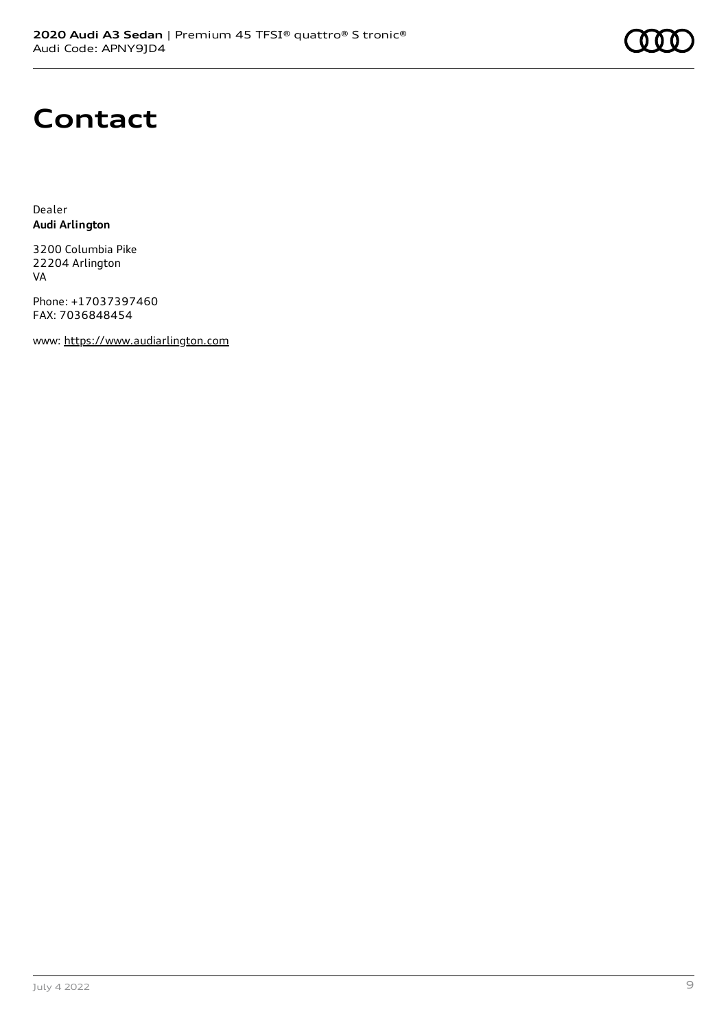# Contact

Dealer
**Audi Arlington**

3200 Columbia Pike
22204 Arlington
VA

Phone: +17037397460
FAX: 7036848454

www: https://www.audiarlington.com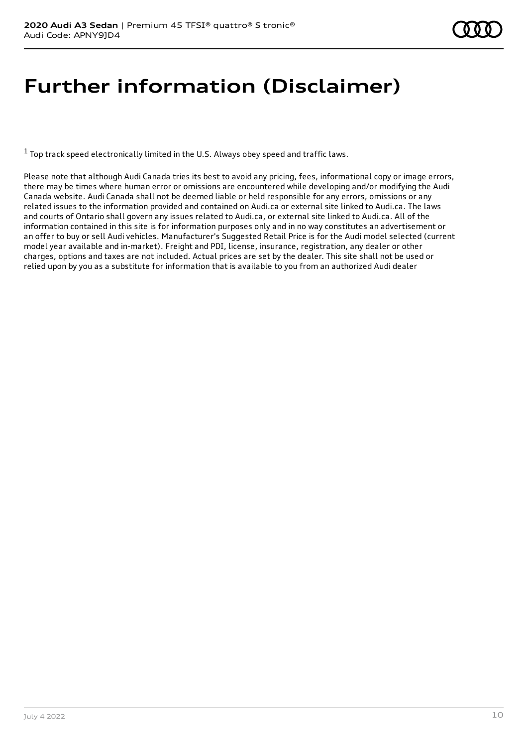# Further information (Disclaimer)

[1] Top track speed electronically limited in the U.S. Always obey speed and traffic laws.

Please note that although Audi Canada tries its best to avoid any pricing, fees, informational copy or image errors, there may be times where human error or omissions are encountered while developing and/or modifying the Audi Canada website. Audi Canada shall not be deemed liable or held responsible for any errors, omissions or any related issues to the information provided and contained on Audi.ca or external site linked to Audi.ca. The laws and courts of Ontario shall govern any issues related to Audi.ca, or external site linked to Audi.ca. All of the information contained in this site is for information purposes only and in no way constitutes an advertisement or an offer to buy or sell Audi vehicles. Manufacturer's Suggested Retail Price is for the Audi model selected (current model year available and in-market). Freight and PDI, license, insurance, registration, any dealer or other charges, options and taxes are not included. Actual prices are set by the dealer. This site shall not be used or relied upon by you as a substitute for information that is available to you from an authorized Audi dealer